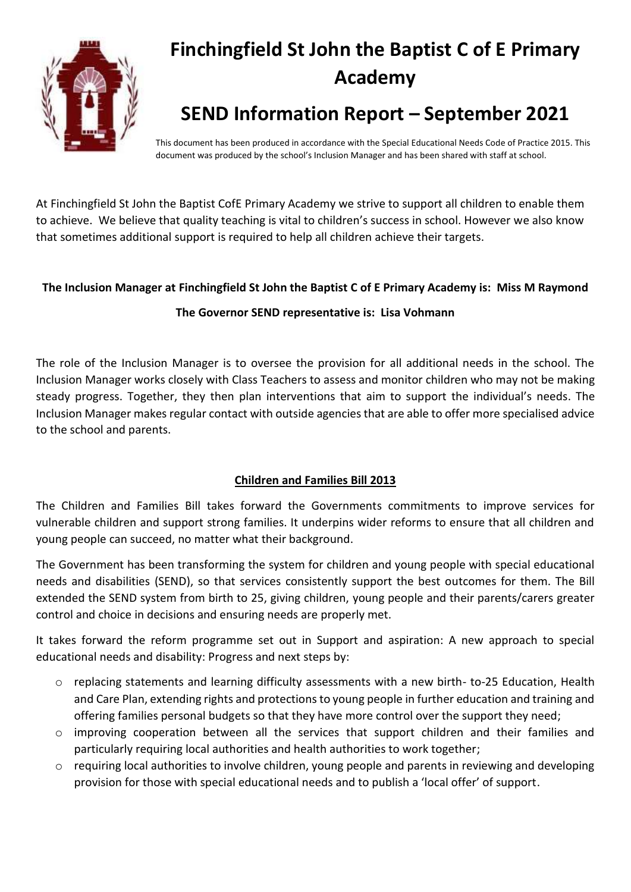# Finchingfield St John the Baptist C of E Primary Academy

## SEND Information Report – September 2021

This document has been produced in accordance with the Special Educational Needs Code of Practice 2015. This document was produced by the school's Inclusion Manager and has been shared with staff at school.

At Finchingfield St John the Baptist CofE Primary Academy we strive to support all children to enable them to achieve. We believe that quality teaching is vital to children's success in school. However we also know that sometimes additional support is required to help all children achieve their targets.

**The Inclusion Manager at Finchingfield St John the Baptist C of E Primary Academy is: Miss M Raymond**

**The Governor SEND representative is: Lisa Vohmann**

The role of the Inclusion Manager is to oversee the provision for all additional needs in the school. The Inclusion Manager works closely with Class Teachers to assess and monitor children who may not be making steady progress. Together, they then plan interventions that aim to support the individual's needs. The Inclusion Manager makes regular contact with outside agencies that are able to offer more specialised advice to the school and parents.

### Children and Families Bill 2013

The Children and Families Bill takes forward the Governments commitments to improve services for vulnerable children and support strong families. It underpins wider reforms to ensure that all children and young people can succeed, no matter what their background.

The Government has been transforming the system for children and young people with special educational needs and disabilities (SEND), so that services consistently support the best outcomes for them. The Bill extended the SEND system from birth to 25, giving children, young people and their parents/carers greater control and choice in decisions and ensuring needs are properly met.

It takes forward the reform programme set out in Support and aspiration: A new approach to special educational needs and disability: Progress and next steps by:

- replacing statements and learning difficulty assessments with a new birth- to-25 Education, Health and Care Plan, extending rights and protections to young people in further education and training and offering families personal budgets so that they have more control over the support they need;
- improving cooperation between all the services that support children and their families and particularly requiring local authorities and health authorities to work together;
- requiring local authorities to involve children, young people and parents in reviewing and developing provision for those with special educational needs and to publish a 'local offer' of support.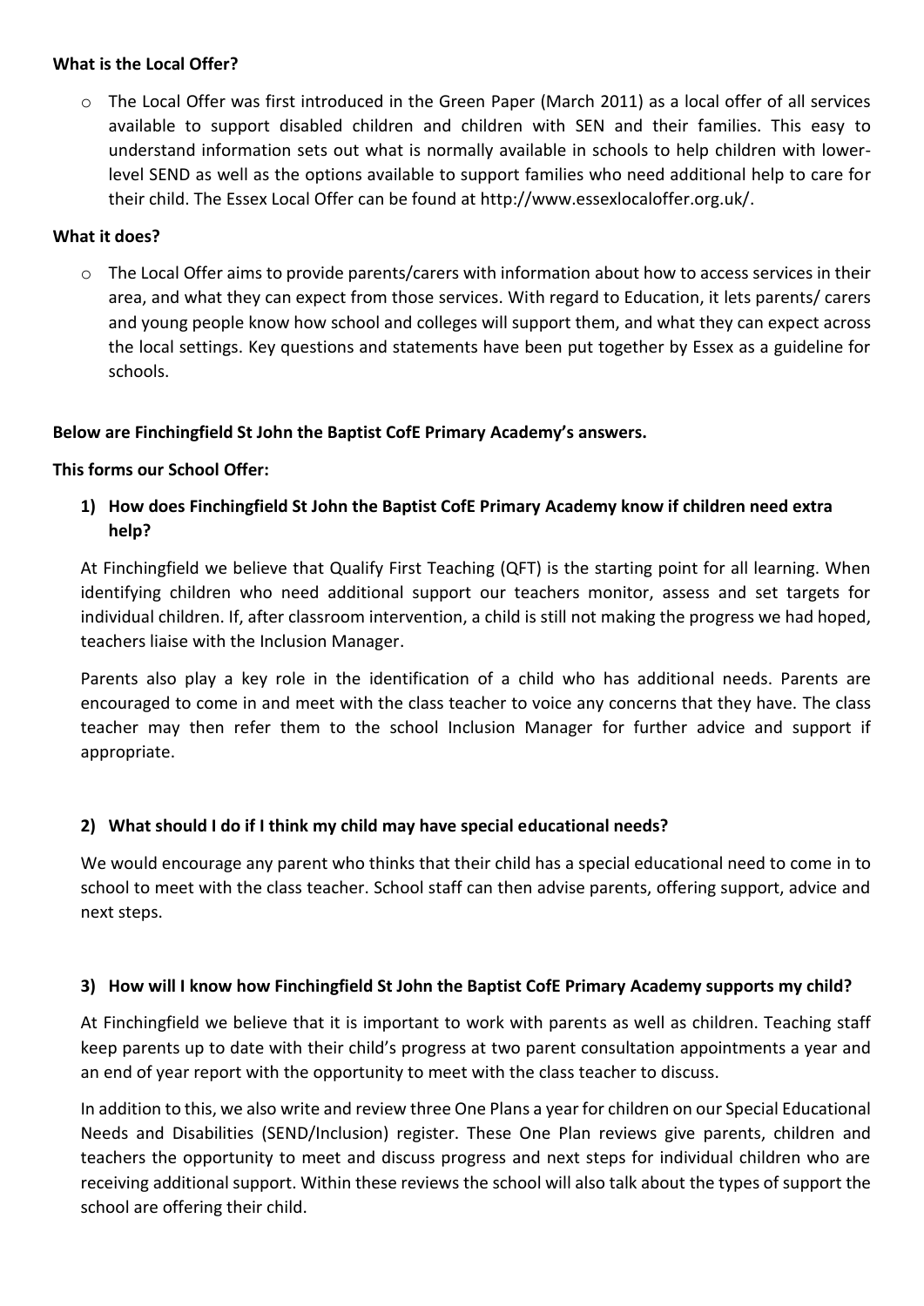**What is the Local Offer?**

- The Local Offer was first introduced in the Green Paper (March 2011) as a local offer of all services available to support disabled children and children with SEN and their families. This easy to understand information sets out what is normally available in schools to help children with lower-level SEND as well as the options available to support families who need additional help to care for their child. The Essex Local Offer can be found at http://www.essexlocaloffer.org.uk/.

**What it does?**

- The Local Offer aims to provide parents/carers with information about how to access services in their area, and what they can expect from those services. With regard to Education, it lets parents/ carers and young people know how school and colleges will support them, and what they can expect across the local settings. Key questions and statements have been put together by Essex as a guideline for schools.

**Below are Finchingfield St John the Baptist CofE Primary Academy's answers.**

**This forms our School Offer:**

**1) How does Finchingfield St John the Baptist CofE Primary Academy know if children need extra help?**

At Finchingfield we believe that Qualify First Teaching (QFT) is the starting point for all learning. When identifying children who need additional support our teachers monitor, assess and set targets for individual children. If, after classroom intervention, a child is still not making the progress we had hoped, teachers liaise with the Inclusion Manager.

Parents also play a key role in the identification of a child who has additional needs. Parents are encouraged to come in and meet with the class teacher to voice any concerns that they have. The class teacher may then refer them to the school Inclusion Manager for further advice and support if appropriate.

**2) What should I do if I think my child may have special educational needs?**

We would encourage any parent who thinks that their child has a special educational need to come in to school to meet with the class teacher. School staff can then advise parents, offering support, advice and next steps.

**3) How will I know how Finchingfield St John the Baptist CofE Primary Academy supports my child?**

At Finchingfield we believe that it is important to work with parents as well as children. Teaching staff keep parents up to date with their child's progress at two parent consultation appointments a year and an end of year report with the opportunity to meet with the class teacher to discuss.

In addition to this, we also write and review three One Plans a year for children on our Special Educational Needs and Disabilities (SEND/Inclusion) register. These One Plan reviews give parents, children and teachers the opportunity to meet and discuss progress and next steps for individual children who are receiving additional support. Within these reviews the school will also talk about the types of support the school are offering their child.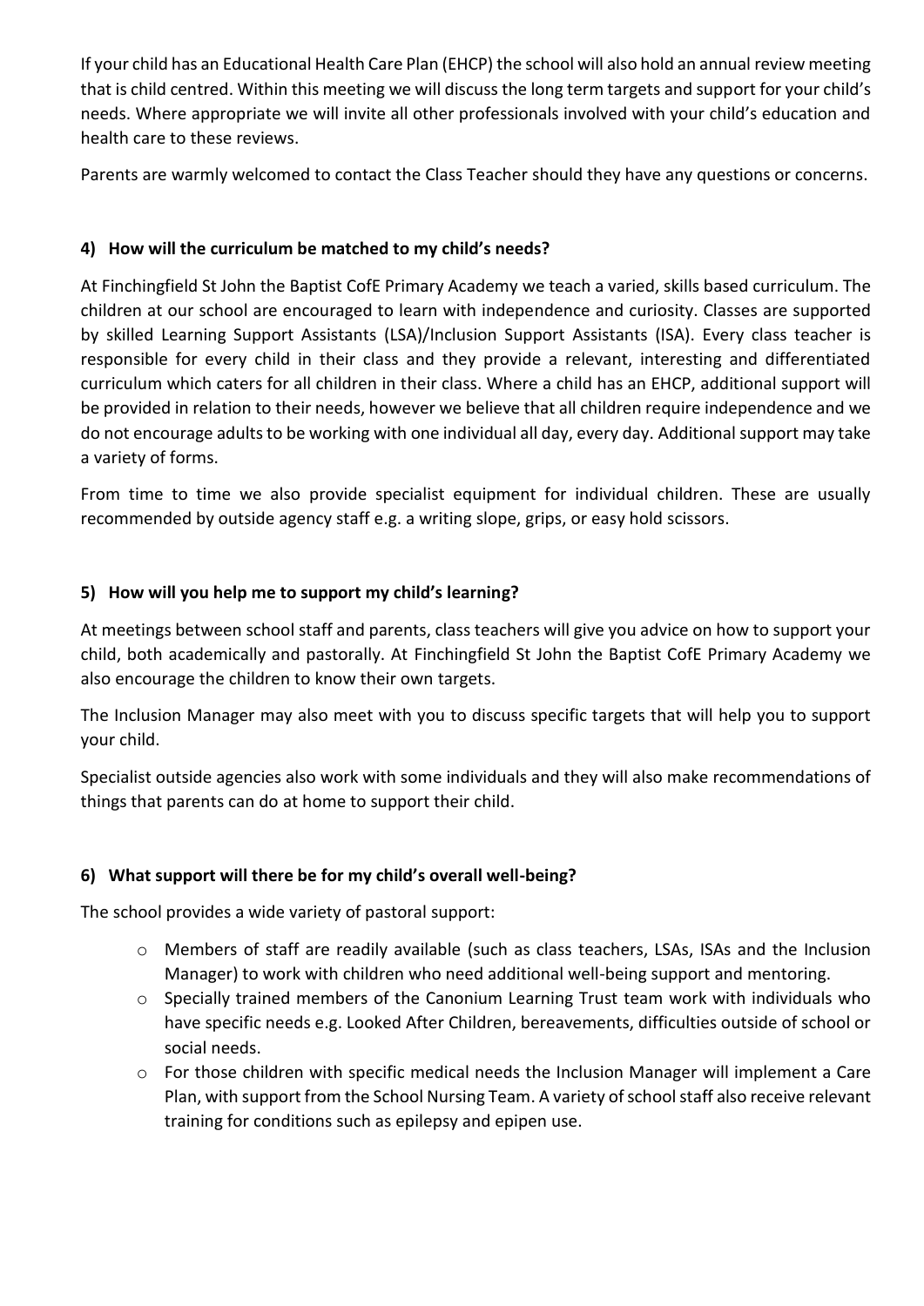If your child has an Educational Health Care Plan (EHCP) the school will also hold an annual review meeting that is child centred. Within this meeting we will discuss the long term targets and support for your child's needs. Where appropriate we will invite all other professionals involved with your child's education and health care to these reviews.

Parents are warmly welcomed to contact the Class Teacher should they have any questions or concerns.

### 4) How will the curriculum be matched to my child's needs?

At Finchingfield St John the Baptist CofE Primary Academy we teach a varied, skills based curriculum. The children at our school are encouraged to learn with independence and curiosity. Classes are supported by skilled Learning Support Assistants (LSA)/Inclusion Support Assistants (ISA). Every class teacher is responsible for every child in their class and they provide a relevant, interesting and differentiated curriculum which caters for all children in their class. Where a child has an EHCP, additional support will be provided in relation to their needs, however we believe that all children require independence and we do not encourage adults to be working with one individual all day, every day. Additional support may take a variety of forms.

From time to time we also provide specialist equipment for individual children. These are usually recommended by outside agency staff e.g. a writing slope, grips, or easy hold scissors.

### 5) How will you help me to support my child's learning?

At meetings between school staff and parents, class teachers will give you advice on how to support your child, both academically and pastorally. At Finchingfield St John the Baptist CofE Primary Academy we also encourage the children to know their own targets.

The Inclusion Manager may also meet with you to discuss specific targets that will help you to support your child.

Specialist outside agencies also work with some individuals and they will also make recommendations of things that parents can do at home to support their child.

### 6) What support will there be for my child's overall well-being?

The school provides a wide variety of pastoral support:

- Members of staff are readily available (such as class teachers, LSAs, ISAs and the Inclusion Manager) to work with children who need additional well-being support and mentoring.
- Specially trained members of the Canonium Learning Trust team work with individuals who have specific needs e.g. Looked After Children, bereavements, difficulties outside of school or social needs.
- For those children with specific medical needs the Inclusion Manager will implement a Care Plan, with support from the School Nursing Team. A variety of school staff also receive relevant training for conditions such as epilepsy and epipen use.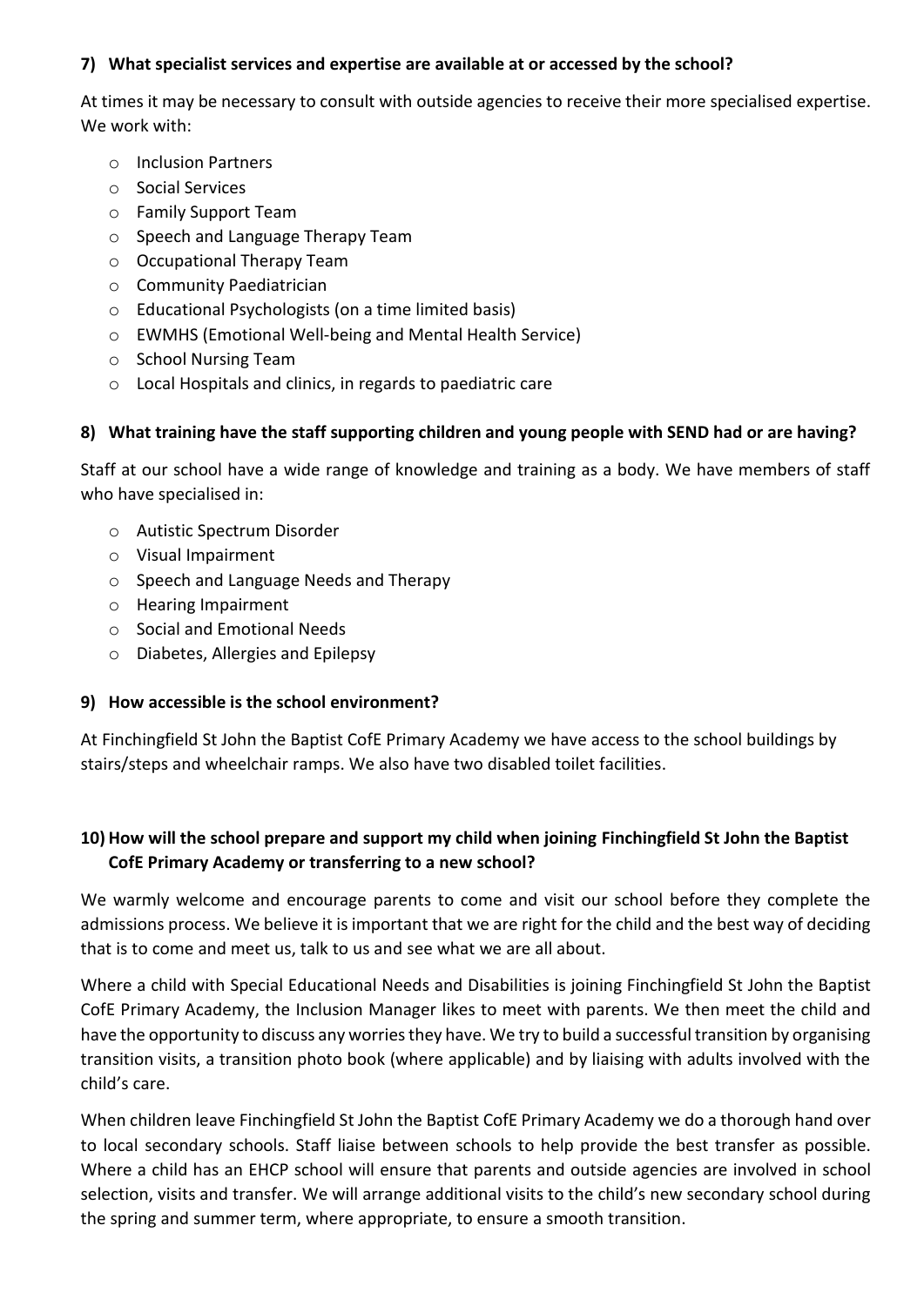### 7) What specialist services and expertise are available at or accessed by the school?

At times it may be necessary to consult with outside agencies to receive their more specialised expertise. We work with:

- Inclusion Partners
- Social Services
- Family Support Team
- Speech and Language Therapy Team
- Occupational Therapy Team
- Community Paediatrician
- Educational Psychologists (on a time limited basis)
- EWMHS (Emotional Well-being and Mental Health Service)
- School Nursing Team
- Local Hospitals and clinics, in regards to paediatric care

### 8) What training have the staff supporting children and young people with SEND had or are having?

Staff at our school have a wide range of knowledge and training as a body. We have members of staff who have specialised in:

- Autistic Spectrum Disorder
- Visual Impairment
- Speech and Language Needs and Therapy
- Hearing Impairment
- Social and Emotional Needs
- Diabetes, Allergies and Epilepsy

### 9) How accessible is the school environment?

At Finchingfield St John the Baptist CofE Primary Academy we have access to the school buildings by stairs/steps and wheelchair ramps. We also have two disabled toilet facilities.

### 10) How will the school prepare and support my child when joining Finchingfield St John the Baptist CofE Primary Academy or transferring to a new school?

We warmly welcome and encourage parents to come and visit our school before they complete the admissions process. We believe it is important that we are right for the child and the best way of deciding that is to come and meet us, talk to us and see what we are all about.

Where a child with Special Educational Needs and Disabilities is joining Finchingfield St John the Baptist CofE Primary Academy, the Inclusion Manager likes to meet with parents. We then meet the child and have the opportunity to discuss any worries they have. We try to build a successful transition by organising transition visits, a transition photo book (where applicable) and by liaising with adults involved with the child's care.

When children leave Finchingfield St John the Baptist CofE Primary Academy we do a thorough hand over to local secondary schools. Staff liaise between schools to help provide the best transfer as possible. Where a child has an EHCP school will ensure that parents and outside agencies are involved in school selection, visits and transfer. We will arrange additional visits to the child's new secondary school during the spring and summer term, where appropriate, to ensure a smooth transition.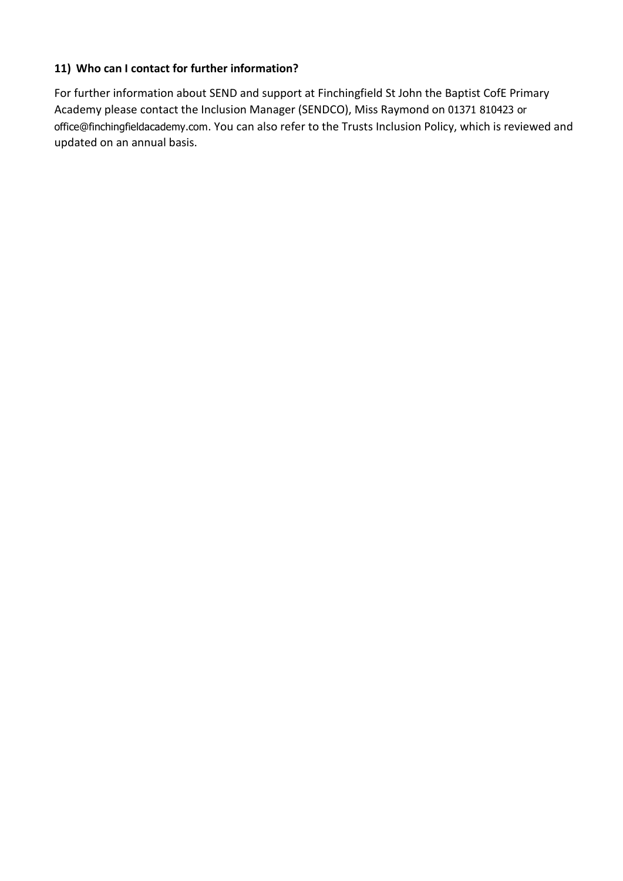### 11) Who can I contact for further information?

For further information about SEND and support at Finchingfield St John the Baptist CofE Primary Academy please contact the Inclusion Manager (SENDCO), Miss Raymond on 01371 810423 or office@finchingfieldacademy.com. You can also refer to the Trusts Inclusion Policy, which is reviewed and updated on an annual basis.